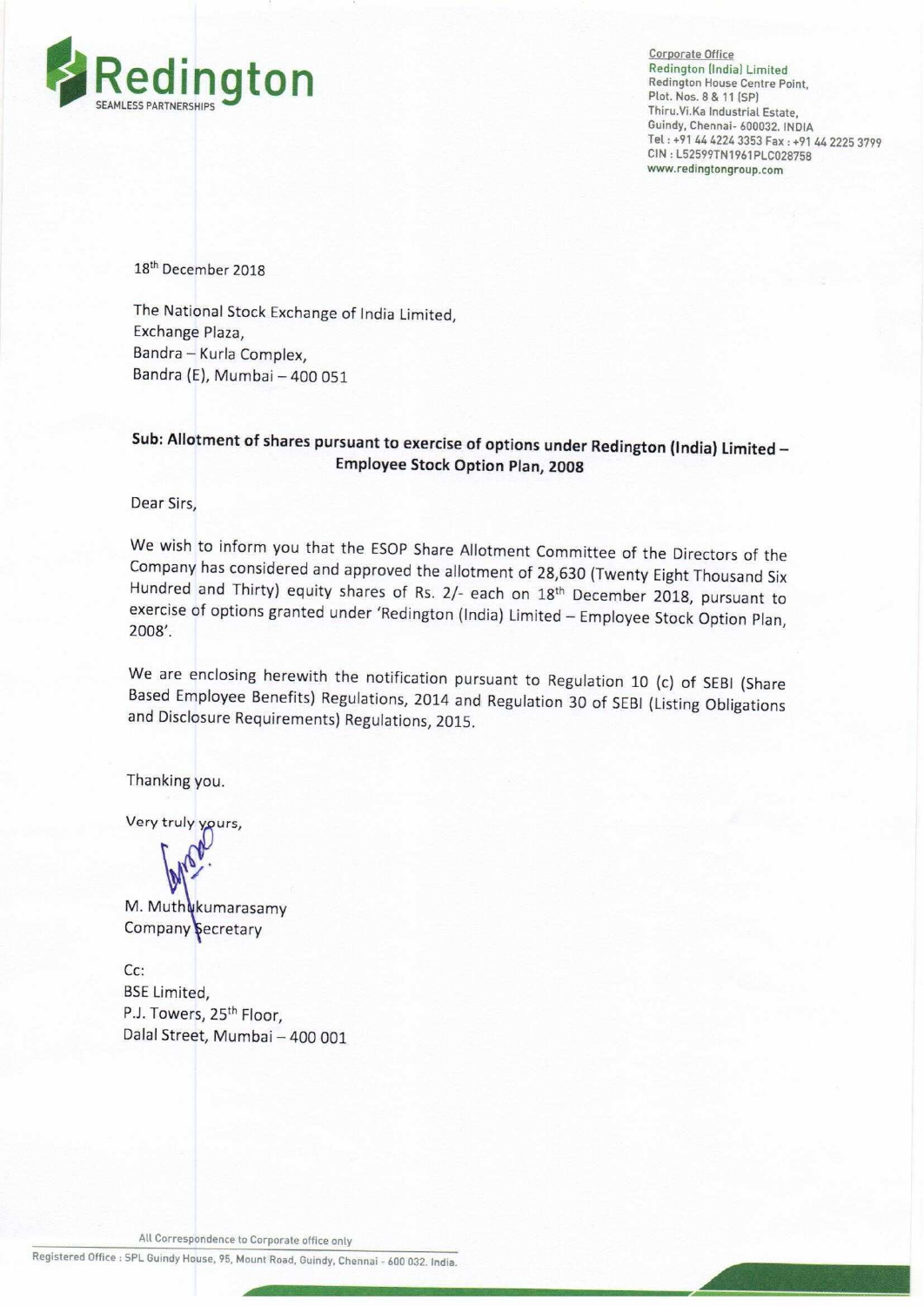Redington

SEAMLESS PARTNERSHIPS

Corporate Office
Redington (India) Limited
Redington House Centre Point,
Plot. Nos. 8 & 11 (SP)
Thiru.Vi.Ka Industrial Estate,
Guindy, Chennai- 600032. INDIA
Tel : +91 44 4224 3353 Fax : +91 44 2225 3799
CIN : L52599TN1961PLC028758
www.redingtongroup.com

18th December 2018

The National Stock Exchange of India Limited,
Exchange Plaza,
Bandra – Kurla Complex,
Bandra (E), Mumbai – 400 051

**Sub: Allotment of shares pursuant to exercise of options under Redington (India) Limited – Employee Stock Option Plan, 2008**

Dear Sirs,

We wish to inform you that the ESOP Share Allotment Committee of the Directors of the Company has considered and approved the allotment of 28,630 (Twenty Eight Thousand Six Hundred and Thirty) equity shares of Rs. 2/- each on 18th December 2018, pursuant to exercise of options granted under 'Redington (India) Limited – Employee Stock Option Plan, 2008'.

We are enclosing herewith the notification pursuant to Regulation 10 (c) of SEBI (Share Based Employee Benefits) Regulations, 2014 and Regulation 30 of SEBI (Listing Obligations and Disclosure Requirements) Regulations, 2015.

Thanking you.

Very truly yours,

M. Muthukumarasamy
Company Secretary

Cc:
BSE Limited,
P.J. Towers, 25th Floor,
Dalal Street, Mumbai – 400 001

All Correspondence to Corporate office only

Registered Office : SPL Guindy House, 95, Mount Road, Guindy, Chennai - 600 032. India.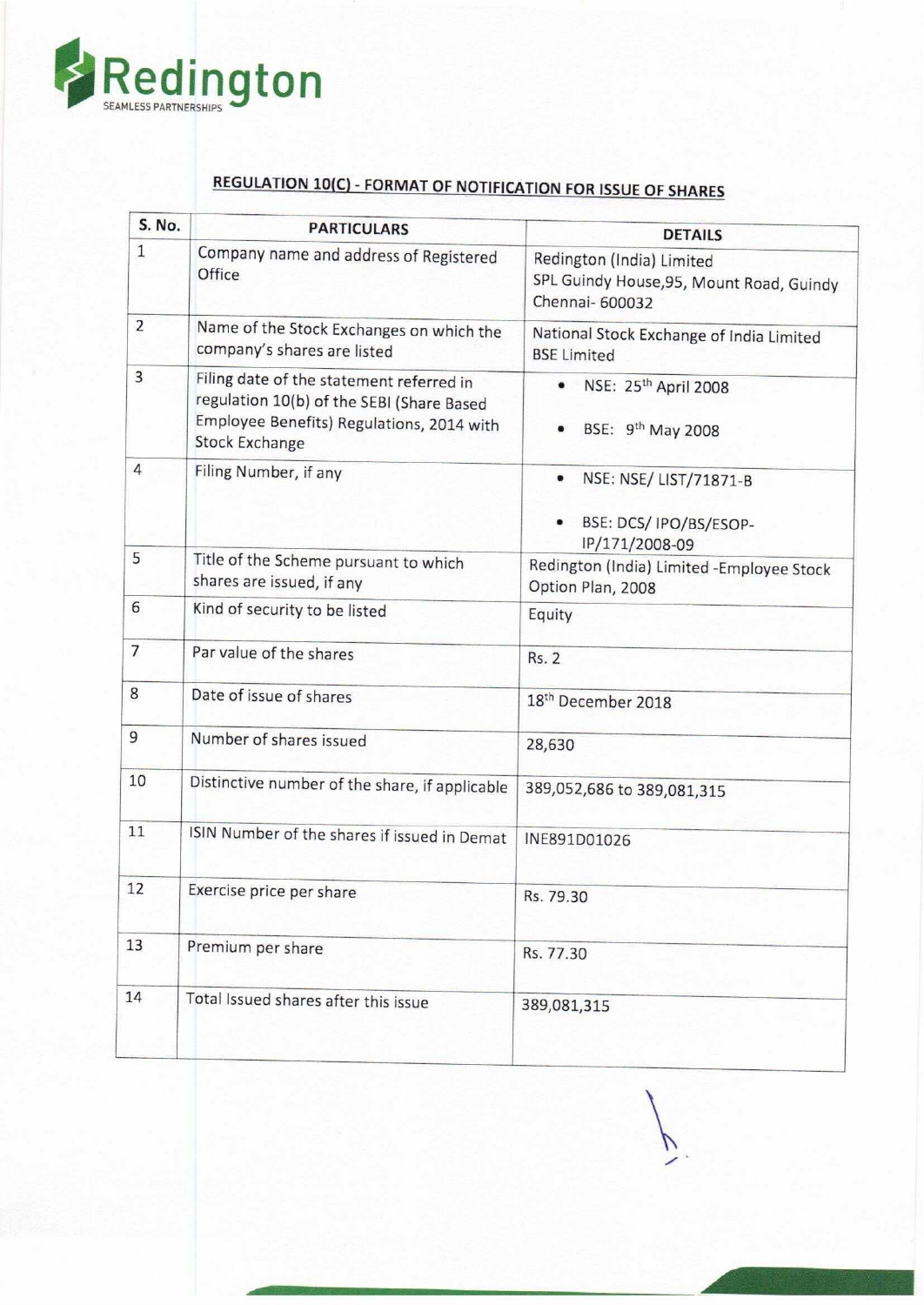Redington
SEAMLESS PARTNERSHIPS

## REGULATION 10(C) - FORMAT OF NOTIFICATION FOR ISSUE OF SHARES

| S. No. | PARTICULARS | DETAILS |
|---|---|---|
| 1 | Company name and address of Registered Office | Redington (India) Limited<br>SPL Guindy House,95, Mount Road, Guindy Chennai- 600032 |
| 2 | Name of the Stock Exchanges on which the company's shares are listed | National Stock Exchange of India Limited<br>BSE Limited |
| 3 | Filing date of the statement referred in regulation 10(b) of the SEBI (Share Based Employee Benefits) Regulations, 2014 with Stock Exchange | • NSE: 25th April 2008<br>• BSE: 9th May 2008 |
| 4 | Filing Number, if any | • NSE: NSE/ LIST/71871-B<br>• BSE: DCS/ IPO/BS/ESOP-IP/171/2008-09 |
| 5 | Title of the Scheme pursuant to which shares are issued, if any | Redington (India) Limited -Employee Stock Option Plan, 2008 |
| 6 | Kind of security to be listed | Equity |
| 7 | Par value of the shares | Rs. 2 |
| 8 | Date of issue of shares | 18th December 2018 |
| 9 | Number of shares issued | 28,630 |
| 10 | Distinctive number of the share, if applicable | 389,052,686 to 389,081,315 |
| 11 | ISIN Number of the shares if issued in Demat | INE891D01026 |
| 12 | Exercise price per share | Rs. 79.30 |
| 13 | Premium per share | Rs. 77.30 |
| 14 | Total Issued shares after this issue | 389,081,315 |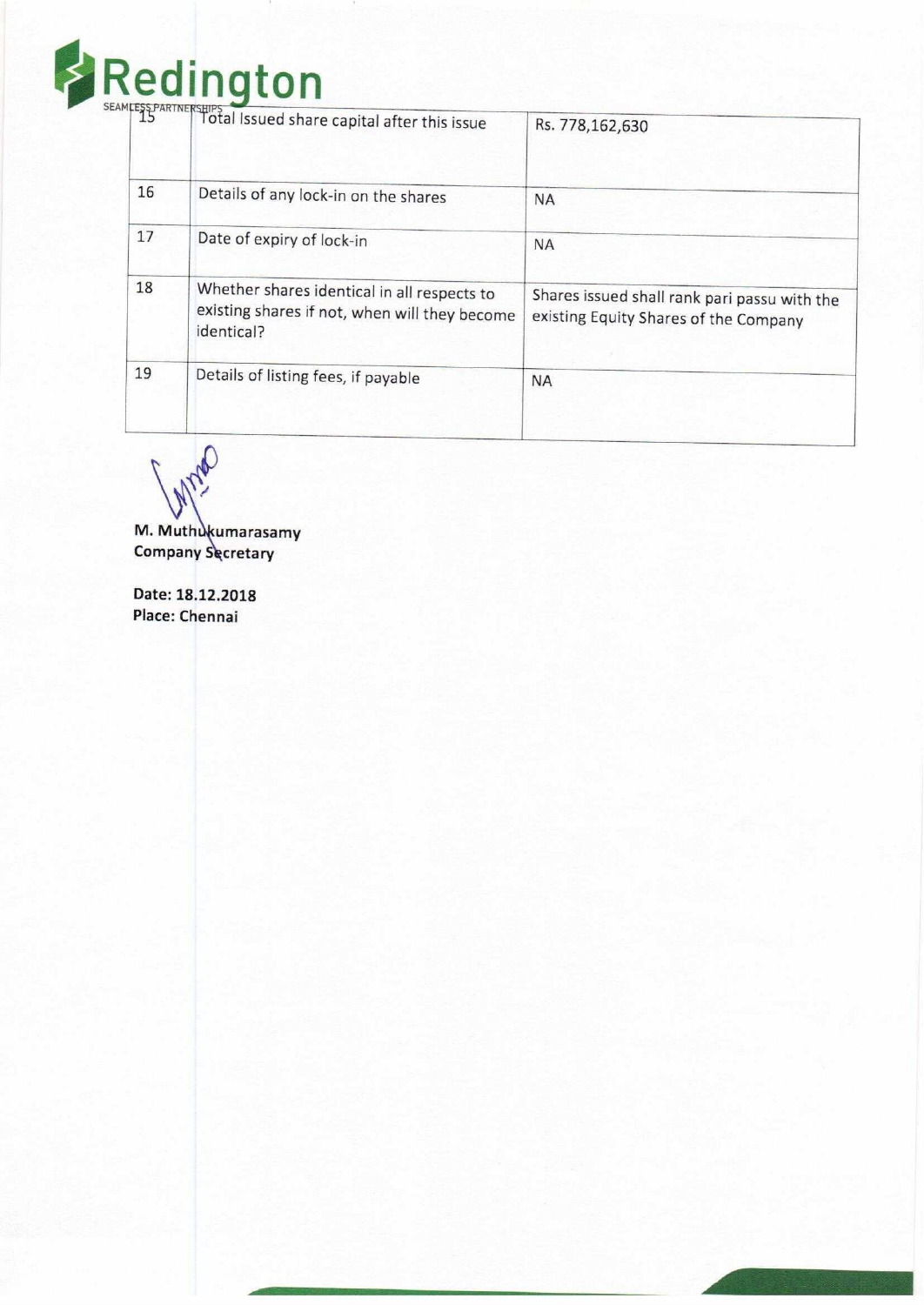| | | |
|---|---|---|
| 15 | Total Issued share capital after this issue | Rs. 778,162,630 |
| 16 | Details of any lock-in on the shares | NA |
| 17 | Date of expiry of lock-in | NA |
| 18 | Whether shares identical in all respects to existing shares if not, when will they become identical? | Shares issued shall rank pari passu with the existing Equity Shares of the Company |
| 19 | Details of listing fees, if payable | NA |

**M. Muthukumarasamy**
**Company Secretary**

**Date: 18.12.2018**
**Place: Chennai**